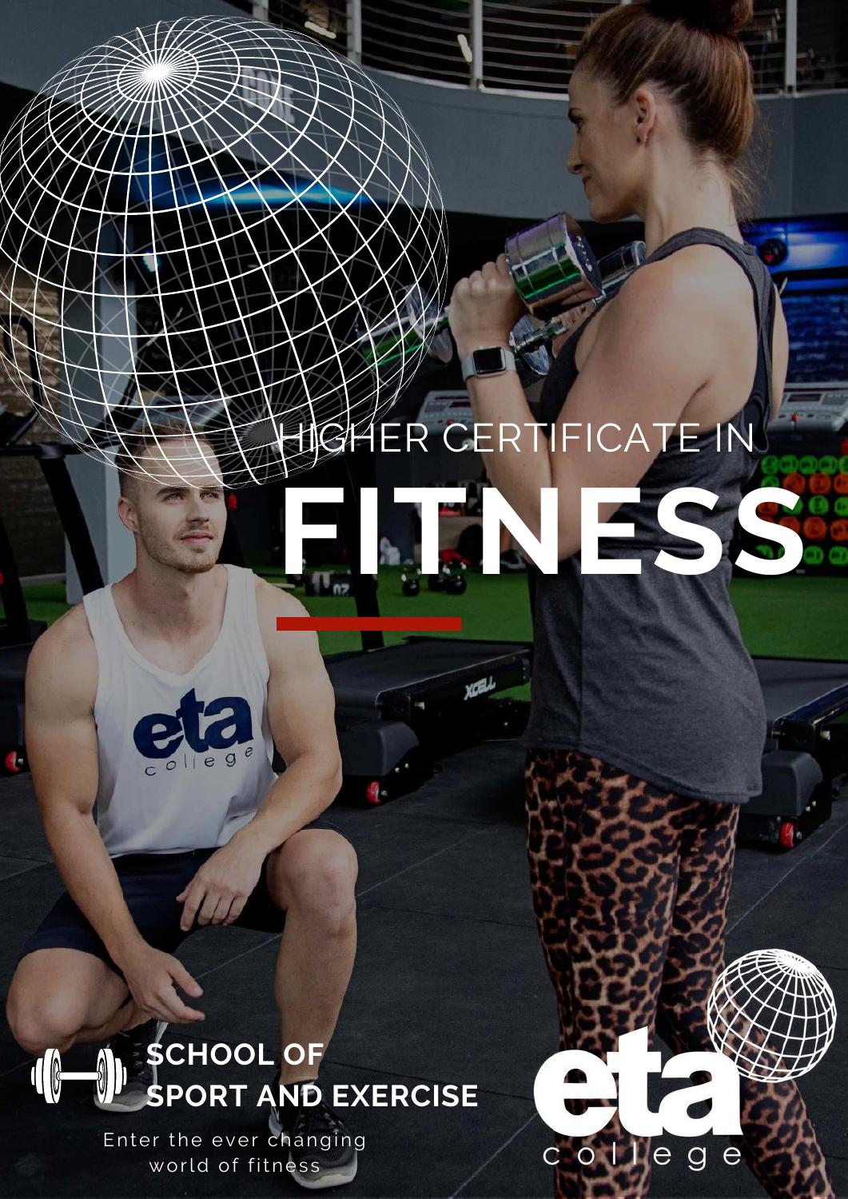# HIGHER CERTIFICATE IN FITNESS

## SCHOOL OF SPORT AND EXERCISE

Enter the ever changing world of fitness

eta college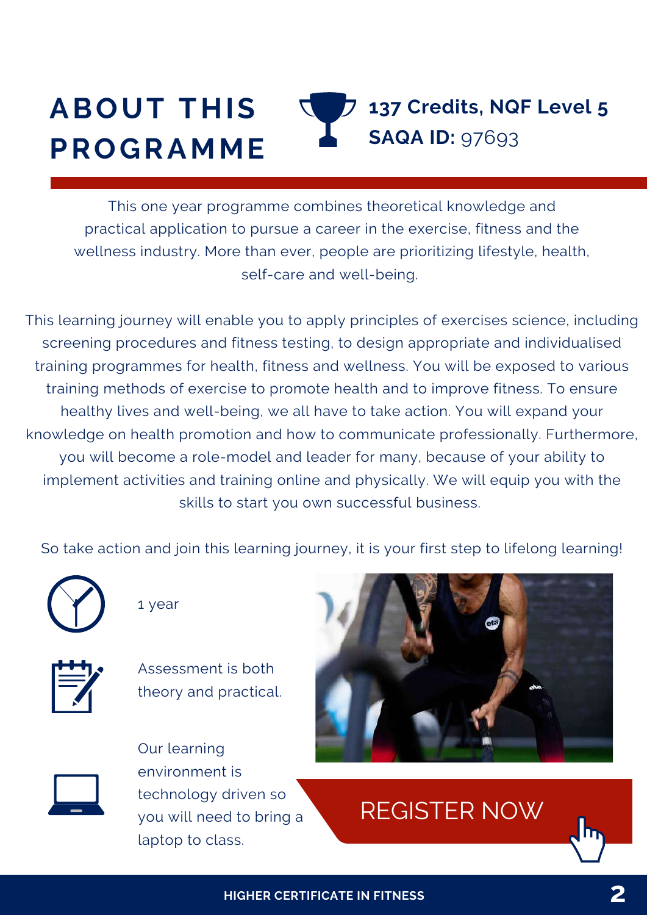# ABOUT THIS PROGRAMME

**137 Credits, NQF Level 5**
**SAQA ID:** 97693

This one year programme combines theoretical knowledge and practical application to pursue a career in the exercise, fitness and the wellness industry. More than ever, people are prioritizing lifestyle, health, self-care and well-being.

This learning journey will enable you to apply principles of exercises science, including screening procedures and fitness testing, to design appropriate and individualised training programmes for health, fitness and wellness. You will be exposed to various training methods of exercise to promote health and to improve fitness. To ensure healthy lives and well-being, we all have to take action. You will expand your knowledge on health promotion and how to communicate professionally. Furthermore, you will become a role-model and leader for many, because of your ability to implement activities and training online and physically. We will equip you with the skills to start you own successful business.

So take action and join this learning journey, it is your first step to lifelong learning!

1 year

Assessment is both theory and practical.

Our learning environment is technology driven so you will need to bring a laptop to class.

REGISTER NOW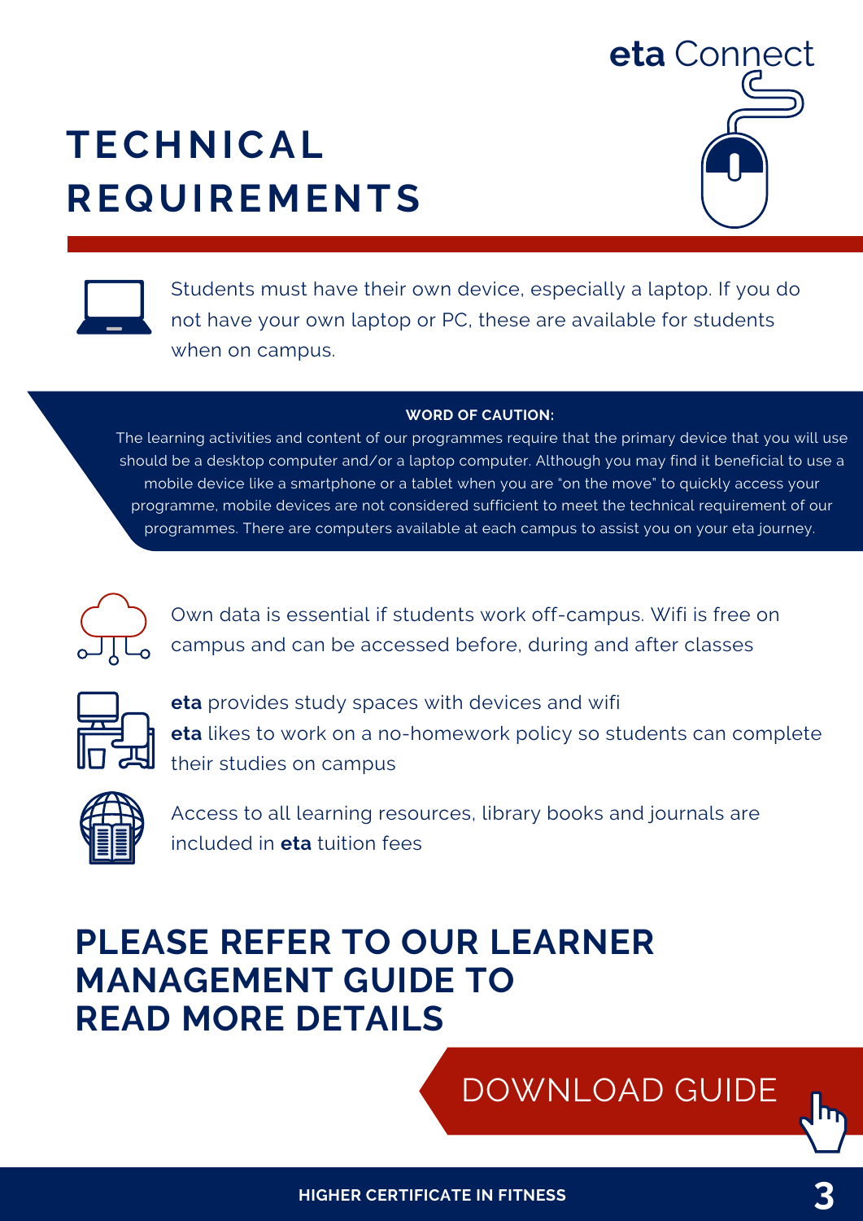eta Connect

# TECHNICAL REQUIREMENTS

Students must have their own device, especially a laptop. If you do not have your own laptop or PC, these are available for students when on campus.

**WORD OF CAUTION:**

The learning activities and content of our programmes require that the primary device that you will use should be a desktop computer and/or a laptop computer. Although you may find it beneficial to use a mobile device like a smartphone or a tablet when you are "on the move" to quickly access your programme, mobile devices are not considered sufficient to meet the technical requirement of our programmes. There are computers available at each campus to assist you on your eta journey.

Own data is essential if students work off-campus. Wifi is free on campus and can be accessed before, during and after classes

**eta** provides study spaces with devices and wifi

**eta** likes to work on a no-homework policy so students can complete their studies on campus

Access to all learning resources, library books and journals are included in **eta** tuition fees

## PLEASE REFER TO OUR LEARNER MANAGEMENT GUIDE TO READ MORE DETAILS

DOWNLOAD GUIDE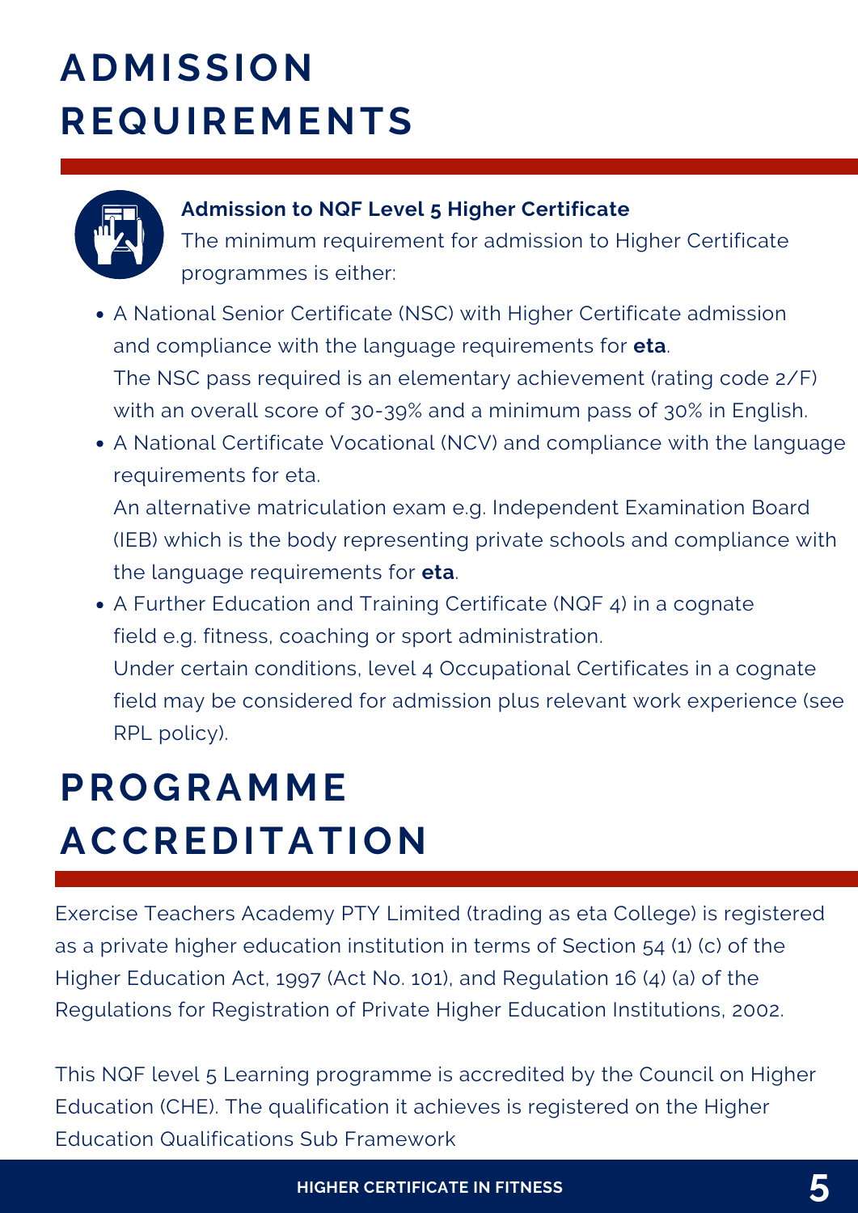# ADMISSION REQUIREMENTS

**Admission to NQF Level 5 Higher Certificate**

The minimum requirement for admission to Higher Certificate programmes is either:

- A National Senior Certificate (NSC) with Higher Certificate admission and compliance with the language requirements for **eta**.
  The NSC pass required is an elementary achievement (rating code 2/F) with an overall score of 30-39% and a minimum pass of 30% in English.
- A National Certificate Vocational (NCV) and compliance with the language requirements for eta.
  An alternative matriculation exam e.g. Independent Examination Board (IEB) which is the body representing private schools and compliance with the language requirements for **eta**.
- A Further Education and Training Certificate (NQF 4) in a cognate field e.g. fitness, coaching or sport administration.
  Under certain conditions, level 4 Occupational Certificates in a cognate field may be considered for admission plus relevant work experience (see RPL policy).

# PROGRAMME ACCREDITATION

Exercise Teachers Academy PTY Limited (trading as eta College) is registered as a private higher education institution in terms of Section 54 (1) (c) of the Higher Education Act, 1997 (Act No. 101), and Regulation 16 (4) (a) of the Regulations for Registration of Private Higher Education Institutions, 2002.

This NQF level 5 Learning programme is accredited by the Council on Higher Education (CHE). The qualification it achieves is registered on the Higher Education Qualifications Sub Framework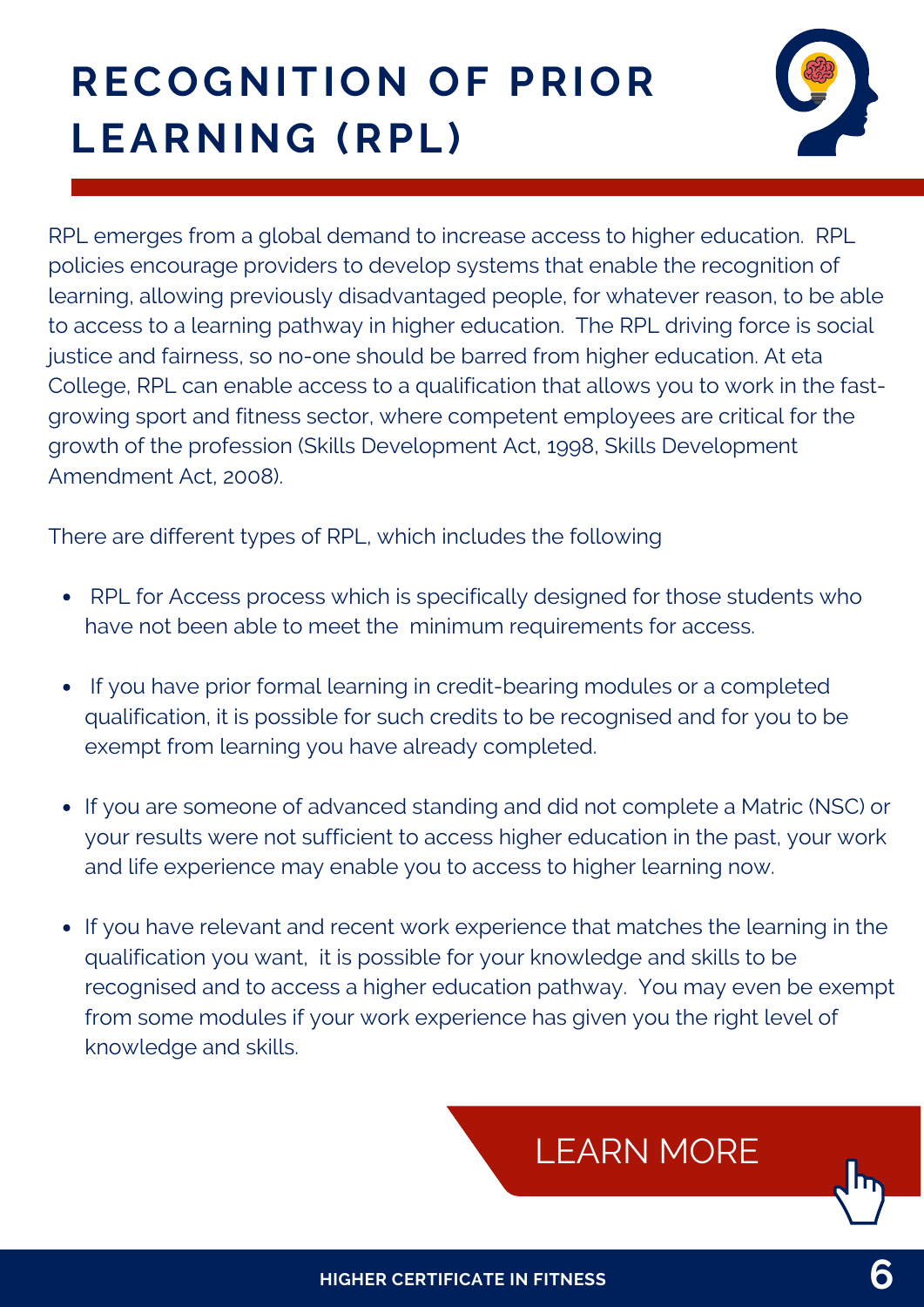# RECOGNITION OF PRIOR LEARNING (RPL)

RPL emerges from a global demand to increase access to higher education. RPL policies encourage providers to develop systems that enable the recognition of learning, allowing previously disadvantaged people, for whatever reason, to be able to access to a learning pathway in higher education. The RPL driving force is social justice and fairness, so no-one should be barred from higher education. At eta College, RPL can enable access to a qualification that allows you to work in the fast-growing sport and fitness sector, where competent employees are critical for the growth of the profession (Skills Development Act, 1998, Skills Development Amendment Act, 2008).

There are different types of RPL, which includes the following

- RPL for Access process which is specifically designed for those students who have not been able to meet the minimum requirements for access.
- If you have prior formal learning in credit-bearing modules or a completed qualification, it is possible for such credits to be recognised and for you to be exempt from learning you have already completed.
- If you are someone of advanced standing and did not complete a Matric (NSC) or your results were not sufficient to access higher education in the past, your work and life experience may enable you to access to higher learning now.
- If you have relevant and recent work experience that matches the learning in the qualification you want, it is possible for your knowledge and skills to be recognised and to access a higher education pathway. You may even be exempt from some modules if your work experience has given you the right level of knowledge and skills.

LEARN MORE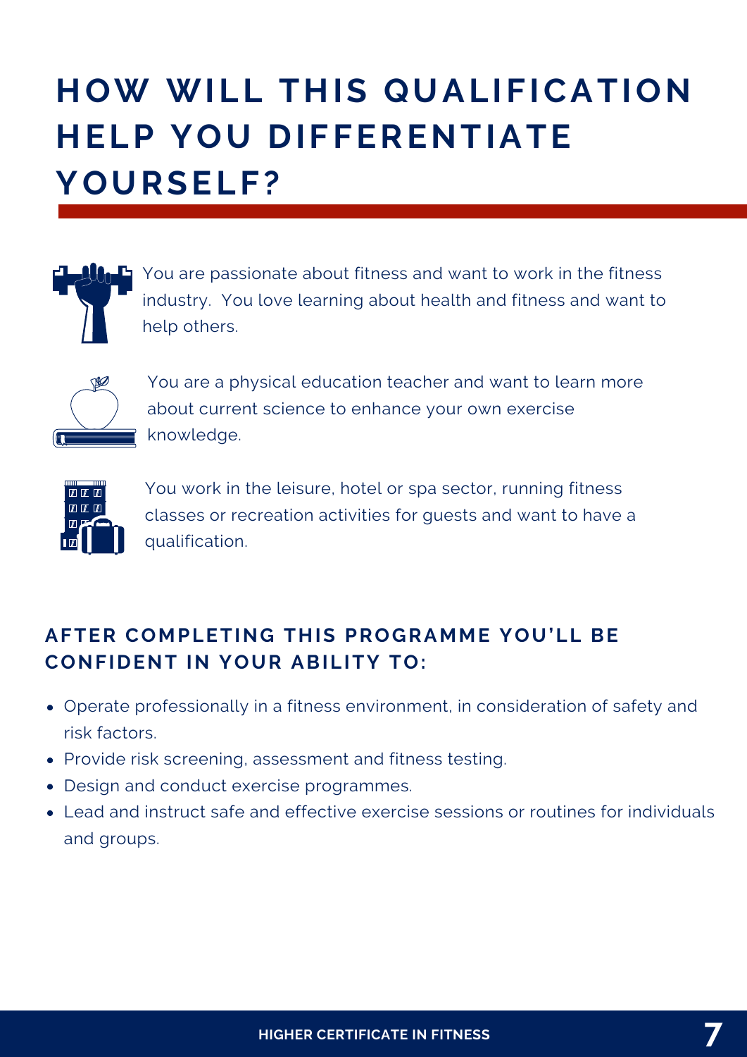# HOW WILL THIS QUALIFICATION HELP YOU DIFFERENTIATE YOURSELF?

You are passionate about fitness and want to work in the fitness industry. You love learning about health and fitness and want to help others.

You are a physical education teacher and want to learn more about current science to enhance your own exercise knowledge.

You work in the leisure, hotel or spa sector, running fitness classes or recreation activities for guests and want to have a qualification.

## AFTER COMPLETING THIS PROGRAMME YOU'LL BE CONFIDENT IN YOUR ABILITY TO:

- Operate professionally in a fitness environment, in consideration of safety and risk factors.
- Provide risk screening, assessment and fitness testing.
- Design and conduct exercise programmes.
- Lead and instruct safe and effective exercise sessions or routines for individuals and groups.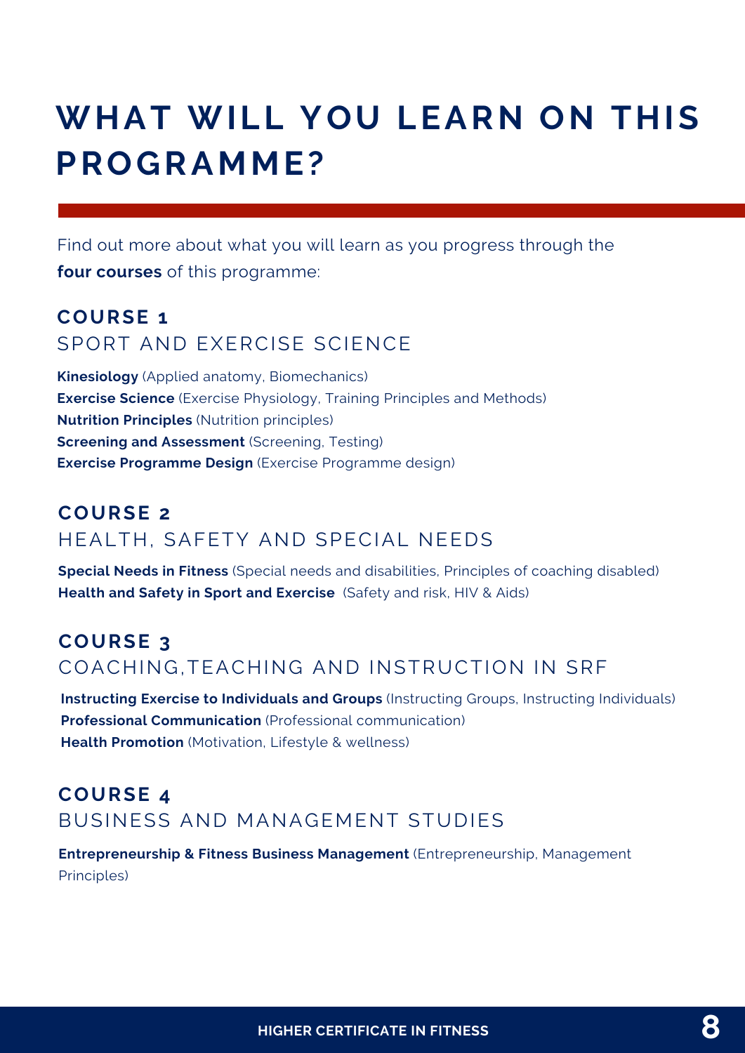# WHAT WILL YOU LEARN ON THIS PROGRAMME?

Find out more about what you will learn as you progress through the **four courses** of this programme:

## COURSE 1
### SPORT AND EXERCISE SCIENCE

**Kinesiology** (Applied anatomy, Biomechanics)
**Exercise Science** (Exercise Physiology, Training Principles and Methods)
**Nutrition Principles** (Nutrition principles)
**Screening and Assessment** (Screening, Testing)
**Exercise Programme Design** (Exercise Programme design)

## COURSE 2
### HEALTH, SAFETY AND SPECIAL NEEDS

**Special Needs in Fitness** (Special needs and disabilities, Principles of coaching disabled)
**Health and Safety in Sport and Exercise** (Safety and risk, HIV & Aids)

## COURSE 3
### COACHING,TEACHING AND INSTRUCTION IN SRF

**Instructing Exercise to Individuals and Groups** (Instructing Groups, Instructing Individuals)
**Professional Communication** (Professional communication)
**Health Promotion** (Motivation, Lifestyle & wellness)

## COURSE 4
### BUSINESS AND MANAGEMENT STUDIES

**Entrepreneurship & Fitness Business Management** (Entrepreneurship, Management Principles)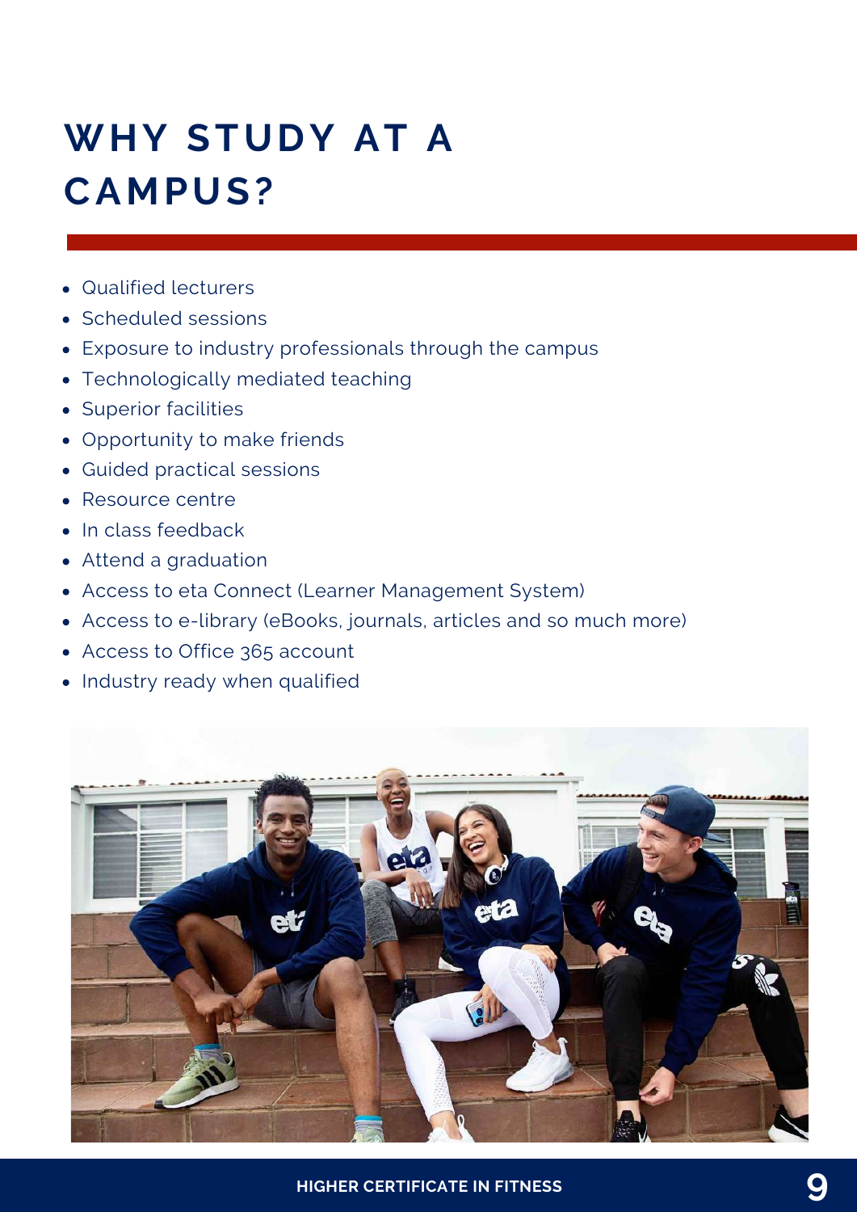# WHY STUDY AT A CAMPUS?

- Qualified lecturers
- Scheduled sessions
- Exposure to industry professionals through the campus
- Technologically mediated teaching
- Superior facilities
- Opportunity to make friends
- Guided practical sessions
- Resource centre
- In class feedback
- Attend a graduation
- Access to eta Connect (Learner Management System)
- Access to e-library (eBooks, journals, articles and so much more)
- Access to Office 365 account
- Industry ready when qualified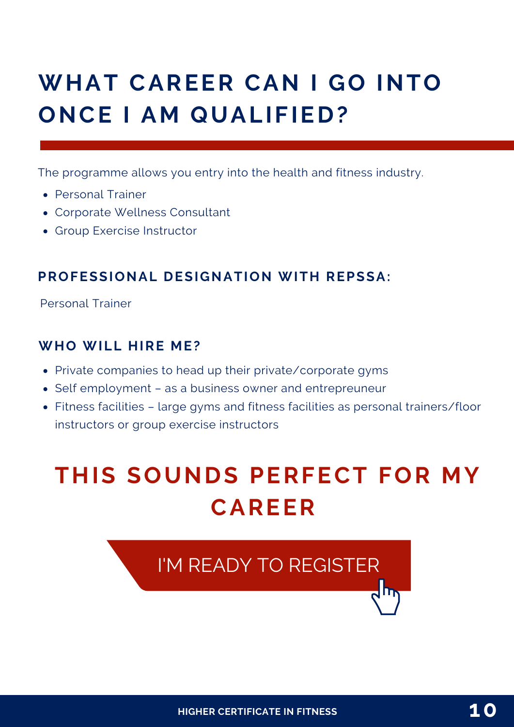# WHAT CAREER CAN I GO INTO ONCE I AM QUALIFIED?

The programme allows you entry into the health and fitness industry.

- Personal Trainer
- Corporate Wellness Consultant
- Group Exercise Instructor

### PROFESSIONAL DESIGNATION WITH REPSSA:

Personal Trainer

### WHO WILL HIRE ME?

- Private companies to head up their private/corporate gyms
- Self employment – as a business owner and entrepreneur
- Fitness facilities – large gyms and fitness facilities as personal trainers/floor instructors or group exercise instructors

## THIS SOUNDS PERFECT FOR MY CAREER

I'M READY TO REGISTER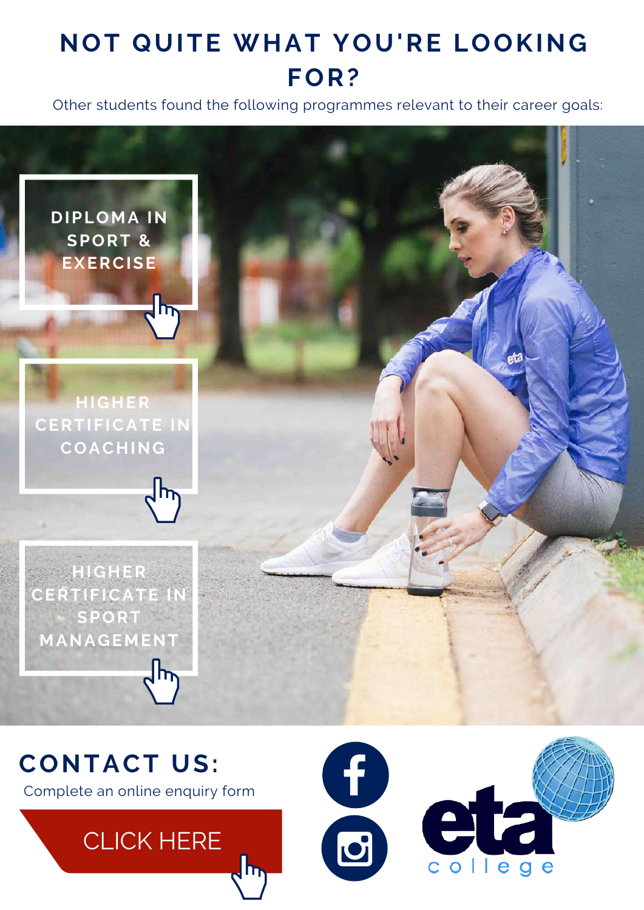# NOT QUITE WHAT YOU'RE LOOKING FOR?

Other students found the following programmes relevant to their career goals:

DIPLOMA IN SPORT & EXERCISE

HIGHER CERTIFICATE IN COACHING

HIGHER CERTIFICATE IN SPORT MANAGEMENT

## CONTACT US:

Complete an online enquiry form

CLICK HERE

eta college